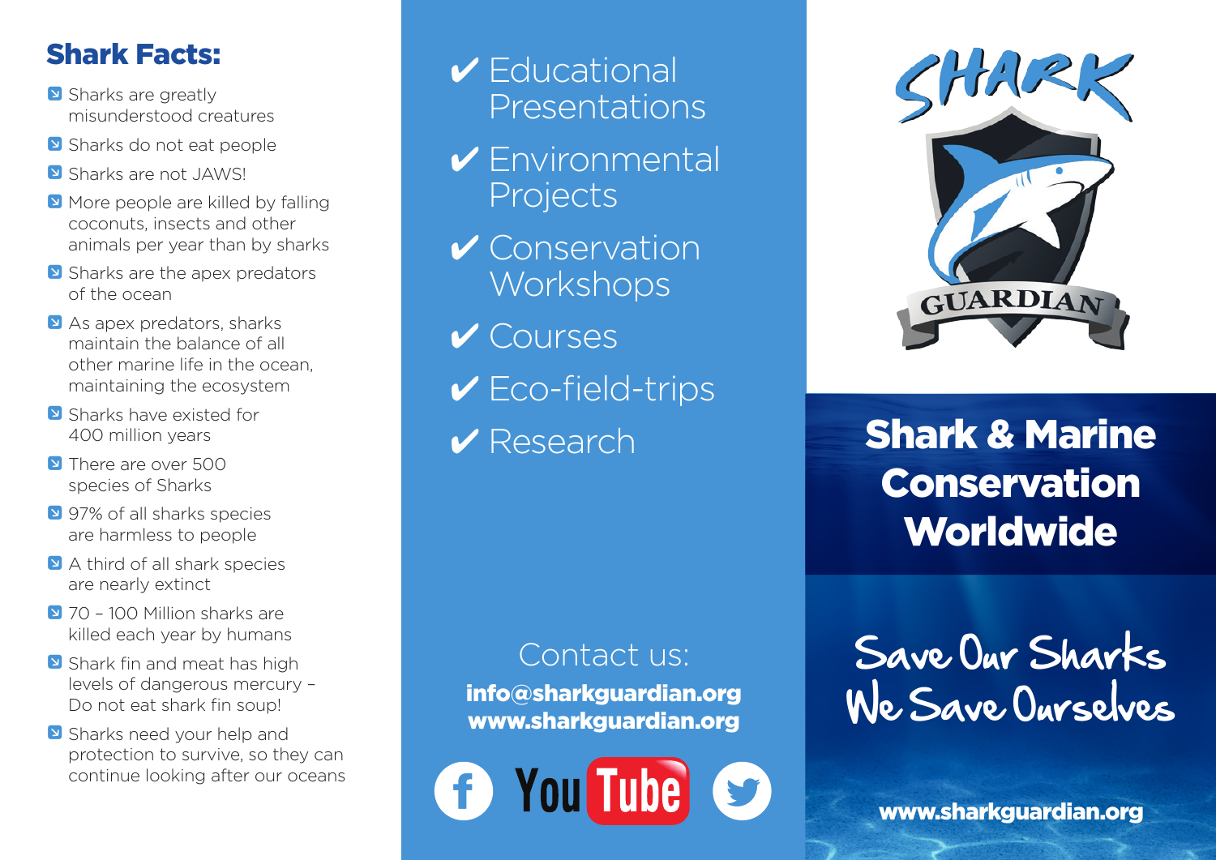## Shark Facts:

- Sharks are greatly misunderstood creatures
- Sharks do not eat people
- Sharks are not JAWS!
- More people are killed by falling coconuts, insects and other animals per year than by sharks
- Sharks are the apex predators of the ocean
- As apex predators, sharks maintain the balance of all other marine life in the ocean, maintaining the ecosystem
- Sharks have existed for 400 million years
- There are over 500 species of Sharks
- 97% of all sharks species are harmless to people
- A third of all shark species are nearly extinct
- 70 – 100 Million sharks are killed each year by humans
- Shark fin and meat has high levels of dangerous mercury – Do not eat shark fin soup!
- Sharks need your help and protection to survive, so they can continue looking after our oceans

✔ Educational Presentations

✔ Environmental Projects

✔ Conservation Workshops

✔ Courses

✔ Eco-field-trips

✔ Research

Contact us:

**info@sharkguardian.org**
**www.sharkguardian.org**

SHARK GUARDIAN

# Shark & Marine Conservation Worldwide

Save Our Sharks
We Save Ourselves

**www.sharkguardian.org**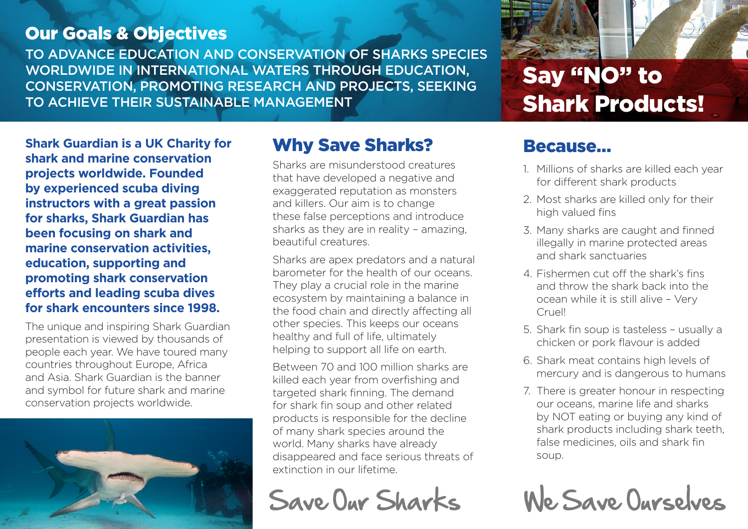## Our Goals & Objectives

TO ADVANCE EDUCATION AND CONSERVATION OF SHARKS SPECIES WORLDWIDE IN INTERNATIONAL WATERS THROUGH EDUCATION, CONSERVATION, PROMOTING RESEARCH AND PROJECTS, SEEKING TO ACHIEVE THEIR SUSTAINABLE MANAGEMENT

## Say "NO" to Shark Products!

**Shark Guardian is a UK Charity for shark and marine conservation projects worldwide. Founded by experienced scuba diving instructors with a great passion for sharks, Shark Guardian has been focusing on shark and marine conservation activities, education, supporting and promoting shark conservation efforts and leading scuba dives for shark encounters since 1998.**

The unique and inspiring Shark Guardian presentation is viewed by thousands of people each year. We have toured many countries throughout Europe, Africa and Asia. Shark Guardian is the banner and symbol for future shark and marine conservation projects worldwide.

## Why Save Sharks?

Sharks are misunderstood creatures that have developed a negative and exaggerated reputation as monsters and killers. Our aim is to change these false perceptions and introduce sharks as they are in reality – amazing, beautiful creatures.

Sharks are apex predators and a natural barometer for the health of our oceans. They play a crucial role in the marine ecosystem by maintaining a balance in the food chain and directly affecting all other species. This keeps our oceans healthy and full of life, ultimately helping to support all life on earth.

Between 70 and 100 million sharks are killed each year from overfishing and targeted shark finning. The demand for shark fin soup and other related products is responsible for the decline of many shark species around the world. Many sharks have already disappeared and face serious threats of extinction in our lifetime.

Save Our Sharks

## Because...

1. Millions of sharks are killed each year for different shark products
2. Most sharks are killed only for their high valued fins
3. Many sharks are caught and finned illegally in marine protected areas and shark sanctuaries
4. Fishermen cut off the shark's fins and throw the shark back into the ocean while it is still alive – Very Cruel!
5. Shark fin soup is tasteless – usually a chicken or pork flavour is added
6. Shark meat contains high levels of mercury and is dangerous to humans
7. There is greater honour in respecting our oceans, marine life and sharks by NOT eating or buying any kind of shark products including shark teeth, false medicines, oils and shark fin soup.

We Save Ourselves